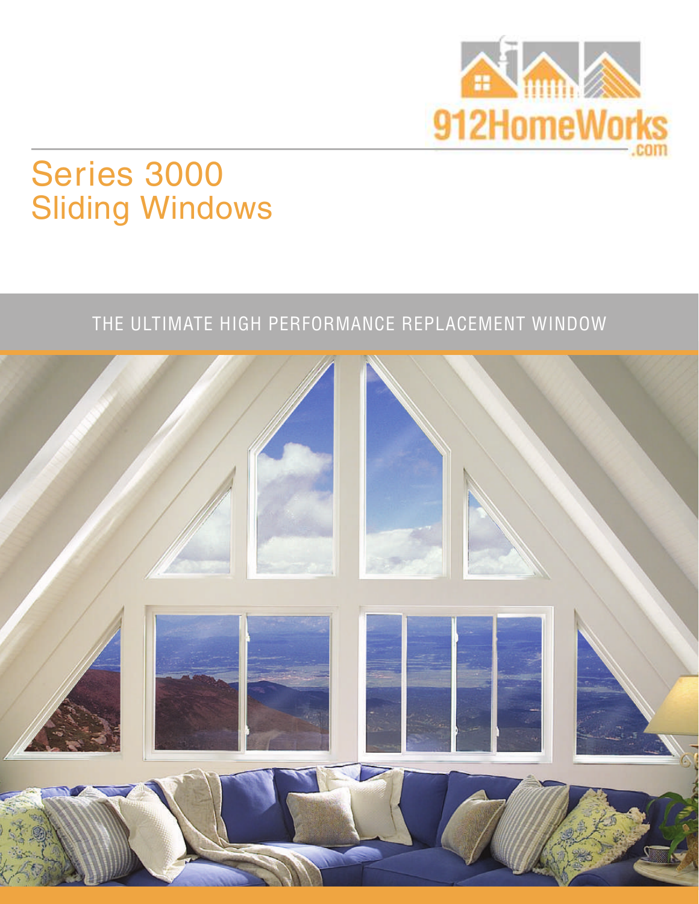912HomeWorks.com

# Series 3000
# Sliding Windows

THE ULTIMATE HIGH PERFORMANCE REPLACEMENT WINDOW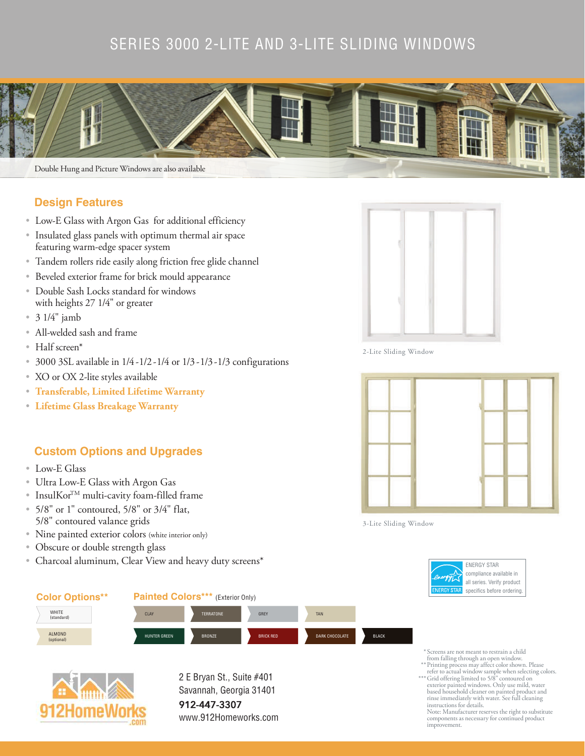# SERIES 3000 2-LITE AND 3-LITE SLIDING WINDOWS

Double Hung and Picture Windows are also available

## Design Features

- Low-E Glass with Argon Gas for additional efficiency
- Insulated glass panels with optimum thermal air space featuring warm-edge spacer system
- Tandem rollers ride easily along friction free glide channel
- Beveled exterior frame for brick mould appearance
- Double Sash Locks standard for windows with heights 27 1/4" or greater
- 3 1/4" jamb
- All-welded sash and frame
- Half screen*
- 3000 3SL available in 1/4-1/2-1/4 or 1/3-1/3-1/3 configurations
- XO or OX 2-lite styles available
- **Transferable, Limited Lifetime Warranty**
- **Lifetime Glass Breakage Warranty**

2-Lite Sliding Window

3-Lite Sliding Window

## Custom Options and Upgrades

- Low-E Glass
- Ultra Low-E Glass with Argon Gas
- InsulKor™ multi-cavity foam-filled frame
- 5/8" or 1" contoured, 5/8" or 3/4" flat, 5/8" contoured valance grids
- Nine painted exterior colors (white interior only)
- Obscure or double strength glass
- Charcoal aluminum, Clear View and heavy duty screens*

ENERGY STAR compliance available in all series. Verify product specifics before ordering.

### Color Options**

- WHITE (standard)
- ALMOND (optional)

### Painted Colors*** (Exterior Only)

- CLAY
- TERRATONE
- GREY
- TAN
- HUNTER GREEN
- BRONZE
- BRICK RED
- DARK CHOCOLATE
- BLACK

\* Screens are not meant to restrain a child from falling through an open window.

** Printing process may affect color shown. Please refer to actual window sample when selecting colors.

*** Grid offering limited to 5/8" contoured on exterior painted windows. Only use mild, water based household cleaner on painted product and rinse immediately with water. See full cleaning instructions for details.

Note: Manufacturer reserves the right to substitute components as necessary for continued product improvement.

912HomeWorks.com

2 E Bryan St., Suite #401
Savannah, Georgia 31401
**912-447-3307**
www.912Homeworks.com